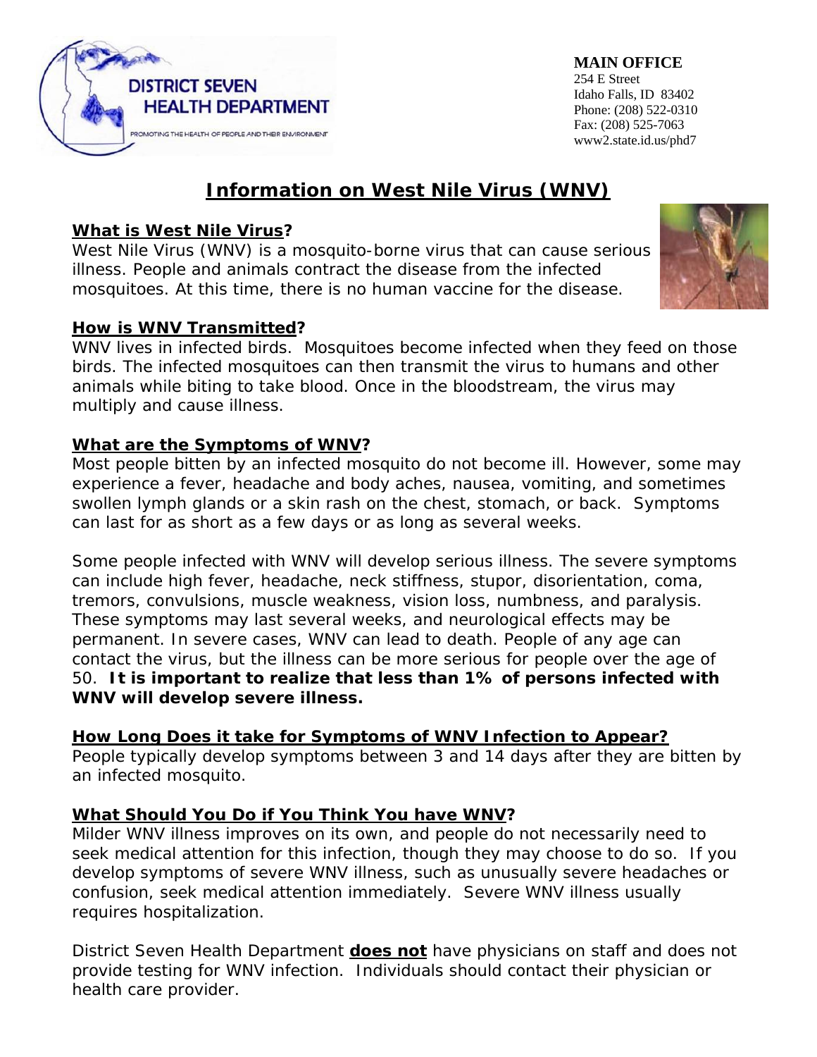**DISTRICT SEVEN HEALTH DEPARTMENT**

PROMOTING THE HEALTH OF PEOPLE AND THEIR ENVIRONMENT

**MAIN OFFICE**
254 E Street
Idaho Falls, ID 83402
Phone: (208) 522-0310
Fax: (208) 525-7063
www2.state.id.us/phd7

# Information on West Nile Virus (WNV)

## What is West Nile Virus?

West Nile Virus (WNV) is a mosquito-borne virus that can cause serious illness. People and animals contract the disease from the infected mosquitoes. At this time, there is no human vaccine for the disease.

## How is WNV Transmitted?

WNV lives in infected birds. Mosquitoes become infected when they feed on those birds. The infected mosquitoes can then transmit the virus to humans and other animals while biting to take blood. Once in the bloodstream, the virus may multiply and cause illness.

## What are the Symptoms of WNV?

Most people bitten by an infected mosquito do not become ill. However, some may experience a fever, headache and body aches, nausea, vomiting, and sometimes swollen lymph glands or a skin rash on the chest, stomach, or back. Symptoms can last for as short as a few days or as long as several weeks.

Some people infected with WNV will develop serious illness. The severe symptoms can include high fever, headache, neck stiffness, stupor, disorientation, coma, tremors, convulsions, muscle weakness, vision loss, numbness, and paralysis. These symptoms may last several weeks, and neurological effects may be permanent. In severe cases, WNV can lead to death. People of any age can contact the virus, but the illness can be more serious for people over the age of 50. **It is important to realize that less than 1% of persons infected with WNV will develop severe illness.**

## How Long Does it take for Symptoms of WNV Infection to Appear?

People typically develop symptoms between 3 and 14 days after they are bitten by an infected mosquito.

## What Should You Do if You Think You have WNV?

Milder WNV illness improves on its own, and people do not necessarily need to seek medical attention for this infection, though they may choose to do so. If you develop symptoms of severe WNV illness, such as unusually severe headaches or confusion, seek medical attention immediately. Severe WNV illness usually requires hospitalization.

District Seven Health Department **does not** have physicians on staff and does not provide testing for WNV infection. Individuals should contact their physician or health care provider.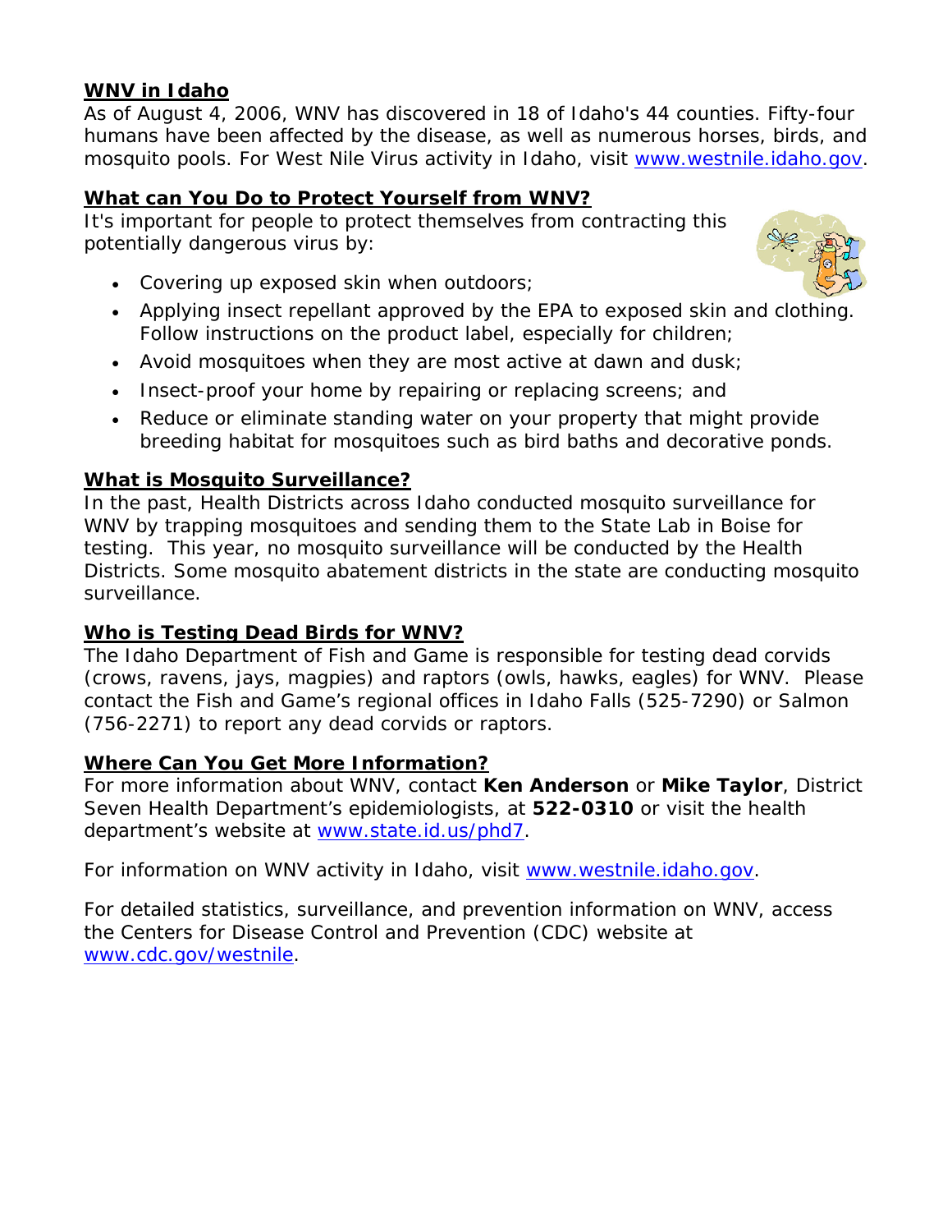## WNV in Idaho

As of August 4, 2006, WNV has discovered in 18 of Idaho's 44 counties. Fifty-four humans have been affected by the disease, as well as numerous horses, birds, and mosquito pools. For West Nile Virus activity in Idaho, visit www.westnile.idaho.gov.

## What can You Do to Protect Yourself from WNV?

It's important for people to protect themselves from contracting this potentially dangerous virus by:

- Covering up exposed skin when outdoors;
- Applying insect repellant approved by the EPA to exposed skin and clothing. Follow instructions on the product label, especially for children;
- Avoid mosquitoes when they are most active at dawn and dusk;
- Insect-proof your home by repairing or replacing screens; and
- Reduce or eliminate standing water on your property that might provide breeding habitat for mosquitoes such as bird baths and decorative ponds.

## What is Mosquito Surveillance?

In the past, Health Districts across Idaho conducted mosquito surveillance for WNV by trapping mosquitoes and sending them to the State Lab in Boise for testing. This year, no mosquito surveillance will be conducted by the Health Districts. Some mosquito abatement districts in the state are conducting mosquito surveillance.

## Who is Testing Dead Birds for WNV?

The Idaho Department of Fish and Game is responsible for testing dead corvids (crows, ravens, jays, magpies) and raptors (owls, hawks, eagles) for WNV. Please contact the Fish and Game's regional offices in Idaho Falls (525-7290) or Salmon (756-2271) to report any dead corvids or raptors.

## Where Can You Get More Information?

For more information about WNV, contact **Ken Anderson** or **Mike Taylor**, District Seven Health Department's epidemiologists, at **522-0310** or visit the health department's website at www.state.id.us/phd7.

For information on WNV activity in Idaho, visit www.westnile.idaho.gov.

For detailed statistics, surveillance, and prevention information on WNV, access the Centers for Disease Control and Prevention (CDC) website at www.cdc.gov/westnile.